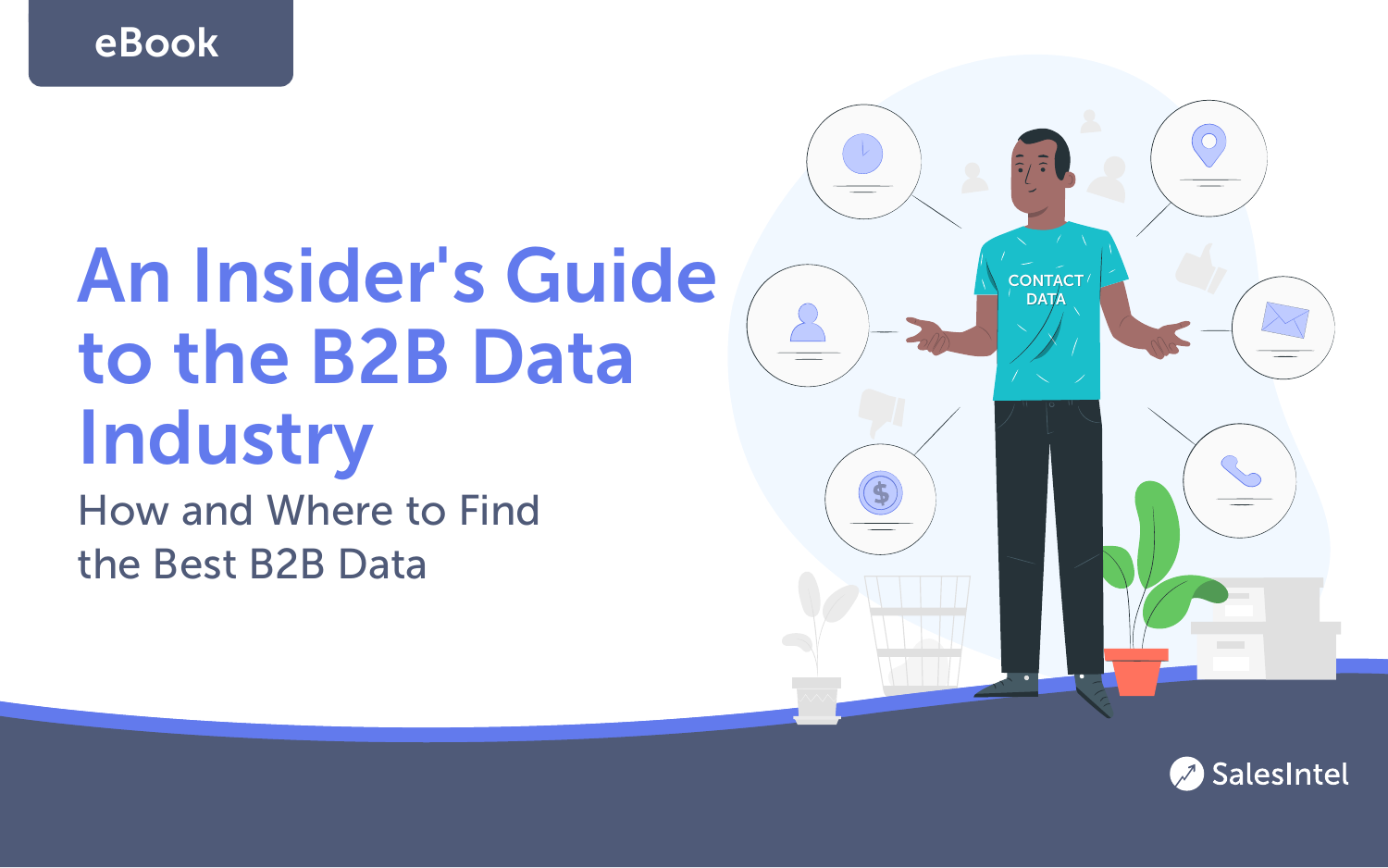eBook

# An Insider's Guide to the B2B Data Industry

## How and Where to Find the Best B2B Data

SalesIntel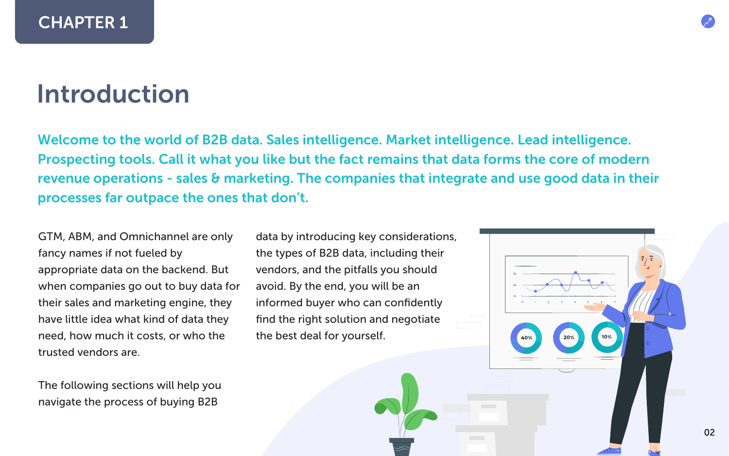CHAPTER 1

# Introduction

**Welcome to the world of B2B data. Sales intelligence. Market intelligence. Lead intelligence. Prospecting tools. Call it what you like but the fact remains that data forms the core of modern revenue operations - sales & marketing. The companies that integrate and use good data in their processes far outpace the ones that don't.**

GTM, ABM, and Omnichannel are only fancy names if not fueled by appropriate data on the backend. But when companies go out to buy data for their sales and marketing engine, they have little idea what kind of data they need, how much it costs, or who the trusted vendors are.

The following sections will help you navigate the process of buying B2B data by introducing key considerations, the types of B2B data, including their vendors, and the pitfalls you should avoid. By the end, you will be an informed buyer who can confidently find the right solution and negotiate the best deal for yourself.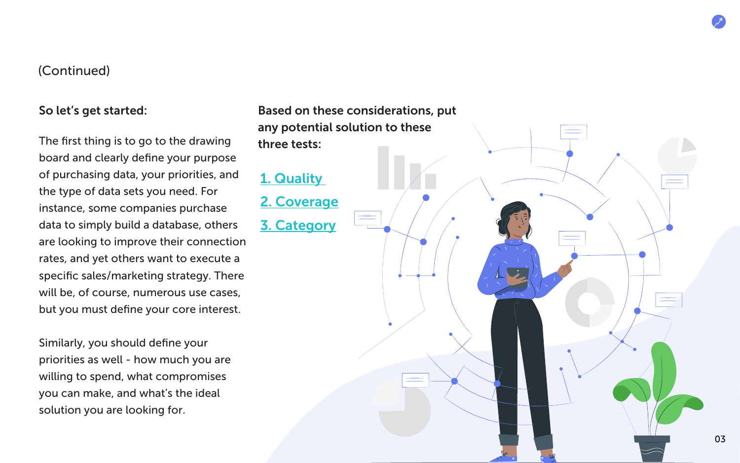(Continued)

**So let's get started:**

The first thing is to go to the drawing board and clearly define your purpose of purchasing data, your priorities, and the type of data sets you need. For instance, some companies purchase data to simply build a database, others are looking to improve their connection rates, and yet others want to execute a specific sales/marketing strategy. There will be, of course, numerous use cases, but you must define your core interest.

Similarly, you should define your priorities as well - how much you are willing to spend, what compromises you can make, and what's the ideal solution you are looking for.

**Based on these considerations, put any potential solution to these three tests:**

1. Quality
2. Coverage
3. Category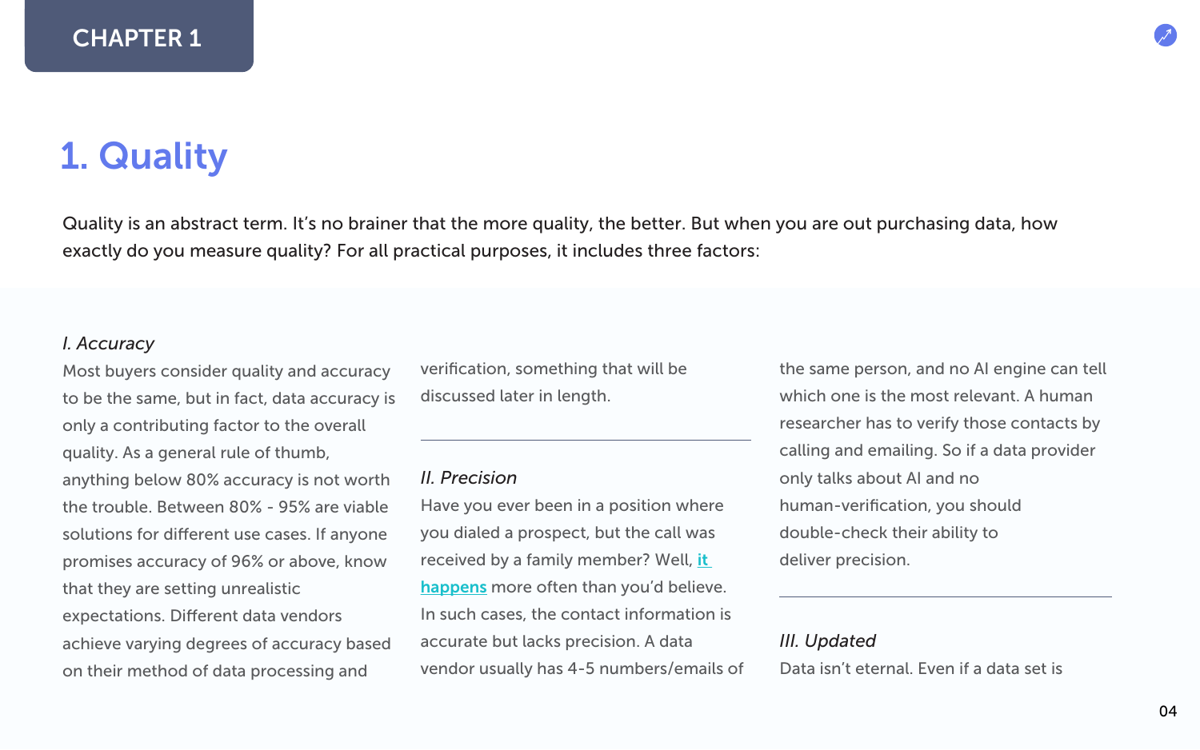CHAPTER 1

# 1. Quality

Quality is an abstract term. It's no brainer that the more quality, the better. But when you are out purchasing data, how exactly do you measure quality? For all practical purposes, it includes three factors:

*I. Accuracy*

Most buyers consider quality and accuracy to be the same, but in fact, data accuracy is only a contributing factor to the overall quality. As a general rule of thumb, anything below 80% accuracy is not worth the trouble. Between 80% - 95% are viable solutions for different use cases. If anyone promises accuracy of 96% or above, know that they are setting unrealistic expectations. Different data vendors achieve varying degrees of accuracy based on their method of data processing and verification, something that will be discussed later in length.

*II. Precision*

Have you ever been in a position where you dialed a prospect, but the call was received by a family member? Well, [it happens]() more often than you'd believe. In such cases, the contact information is accurate but lacks precision. A data vendor usually has 4-5 numbers/emails of the same person, and no AI engine can tell which one is the most relevant. A human researcher has to verify those contacts by calling and emailing. So if a data provider only talks about AI and no human-verification, you should double-check their ability to deliver precision.

*III. Updated*

Data isn't eternal. Even if a data set is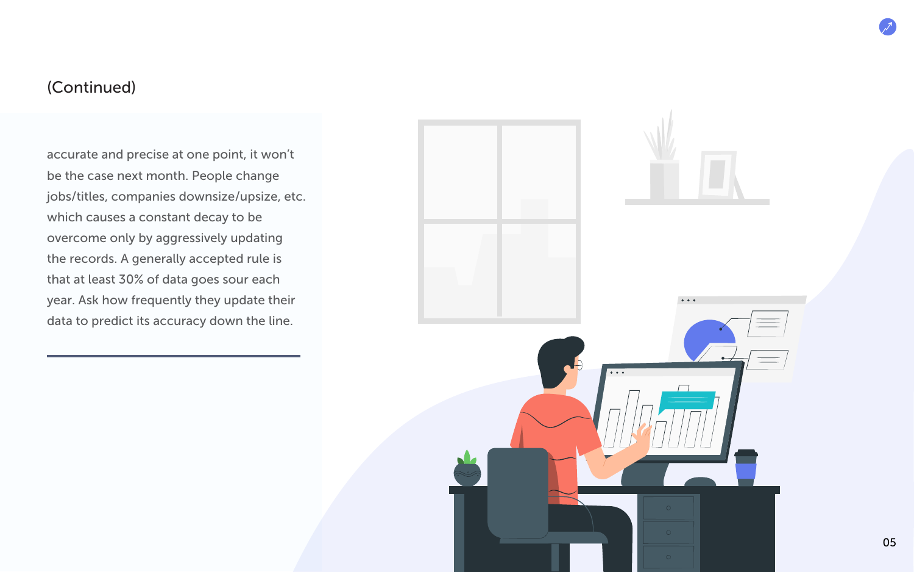(Continued)

accurate and precise at one point, it won't be the case next month. People change jobs/titles, companies downsize/upsize, etc. which causes a constant decay to be overcome only by aggressively updating the records. A generally accepted rule is that at least 30% of data goes sour each year. Ask how frequently they update their data to predict its accuracy down the line.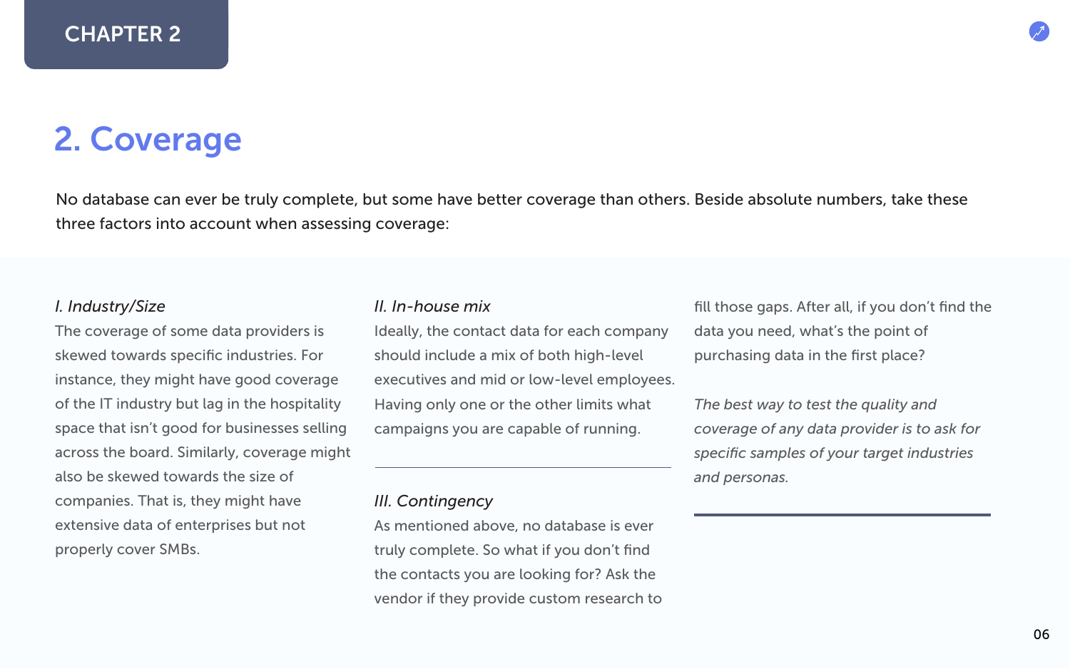CHAPTER 2

# 2. Coverage

No database can ever be truly complete, but some have better coverage than others. Beside absolute numbers, take these three factors into account when assessing coverage:

### *I. Industry/Size*

The coverage of some data providers is skewed towards specific industries. For instance, they might have good coverage of the IT industry but lag in the hospitality space that isn't good for businesses selling across the board. Similarly, coverage might also be skewed towards the size of companies. That is, they might have extensive data of enterprises but not properly cover SMBs.

### *II. In-house mix*

Ideally, the contact data for each company should include a mix of both high-level executives and mid or low-level employees. Having only one or the other limits what campaigns you are capable of running.

### *III. Contingency*

As mentioned above, no database is ever truly complete. So what if you don't find the contacts you are looking for? Ask the vendor if they provide custom research to fill those gaps. After all, if you don't find the data you need, what's the point of purchasing data in the first place?

*The best way to test the quality and coverage of any data provider is to ask for specific samples of your target industries and personas.*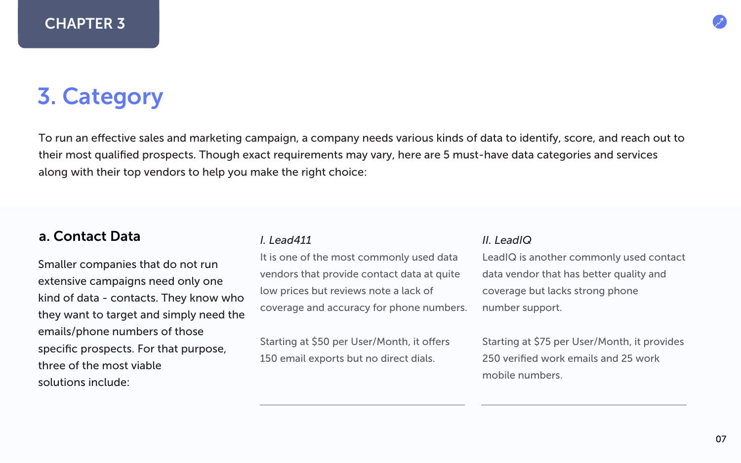CHAPTER 3

# 3. Category

To run an effective sales and marketing campaign, a company needs various kinds of data to identify, score, and reach out to their most qualified prospects. Though exact requirements may vary, here are 5 must-have data categories and services along with their top vendors to help you make the right choice:

## a. Contact Data

Smaller companies that do not run extensive campaigns need only one kind of data - contacts. They know who they want to target and simply need the emails/phone numbers of those specific prospects. For that purpose, three of the most viable solutions include:

### *I. Lead411*

It is one of the most commonly used data vendors that provide contact data at quite low prices but reviews note a lack of coverage and accuracy for phone numbers.

Starting at $50 per User/Month, it offers 150 email exports but no direct dials.

### *II. LeadIQ*

LeadIQ is another commonly used contact data vendor that has better quality and coverage but lacks strong phone number support.

Starting at $75 per User/Month, it provides 250 verified work emails and 25 work mobile numbers.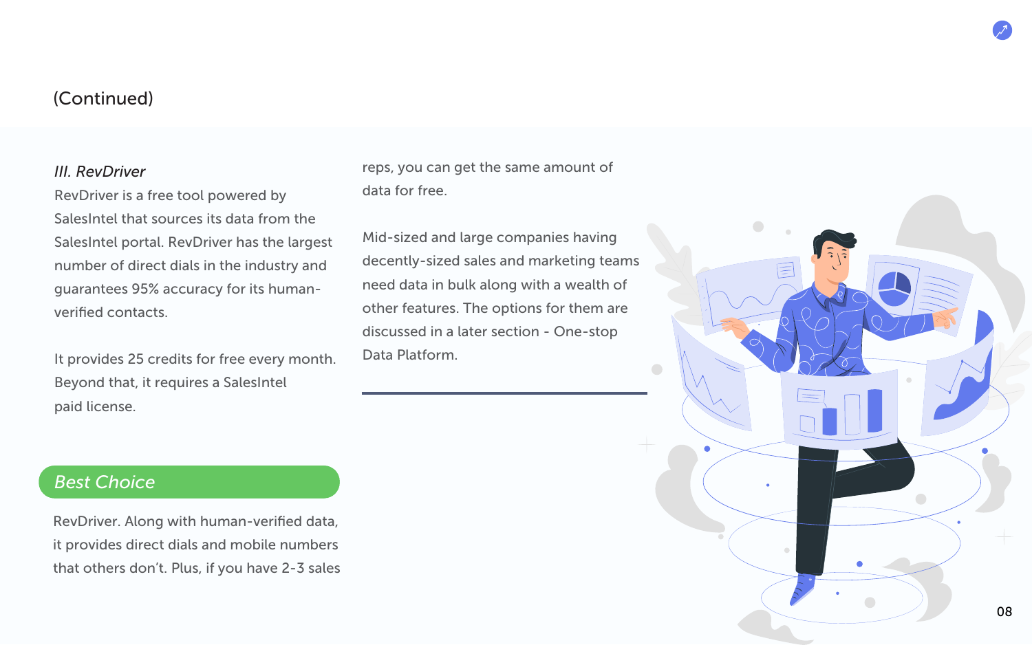(Continued)

*III. RevDriver*

RevDriver is a free tool powered by SalesIntel that sources its data from the SalesIntel portal. RevDriver has the largest number of direct dials in the industry and guarantees 95% accuracy for its human-verified contacts.

It provides 25 credits for free every month. Beyond that, it requires a SalesIntel paid license.

## *Best Choice*

RevDriver. Along with human-verified data, it provides direct dials and mobile numbers that others don't. Plus, if you have 2-3 sales reps, you can get the same amount of data for free.

Mid-sized and large companies having decently-sized sales and marketing teams need data in bulk along with a wealth of other features. The options for them are discussed in a later section - One-stop Data Platform.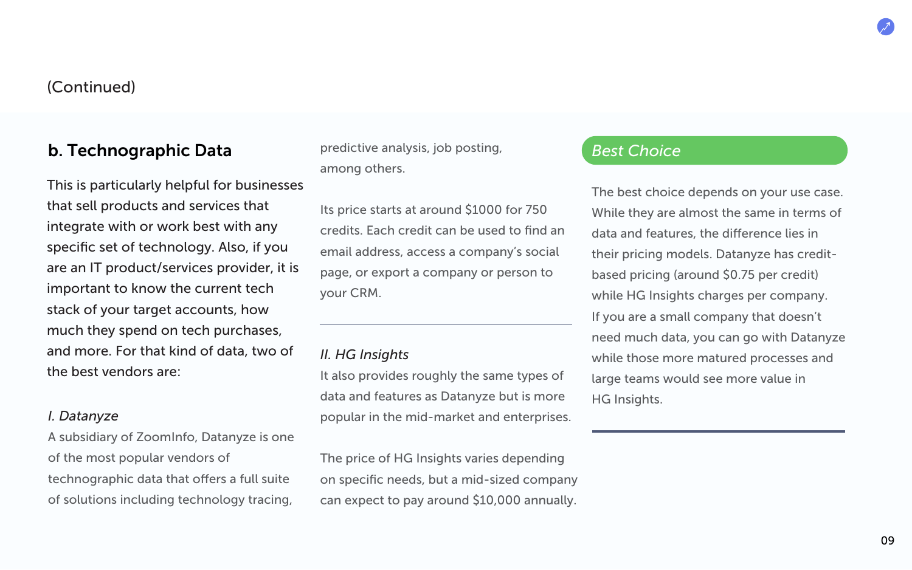(Continued)

## b. Technographic Data

This is particularly helpful for businesses that sell products and services that integrate with or work best with any specific set of technology. Also, if you are an IT product/services provider, it is important to know the current tech stack of your target accounts, how much they spend on tech purchases, and more. For that kind of data, two of the best vendors are:

### *I. Datanyze*

A subsidiary of ZoomInfo, Datanyze is one of the most popular vendors of technographic data that offers a full suite of solutions including technology tracing, predictive analysis, job posting, among others.

Its price starts at around $1000 for 750 credits. Each credit can be used to find an email address, access a company's social page, or export a company or person to your CRM.

---

### *II. HG Insights*

It also provides roughly the same types of data and features as Datanyze but is more popular in the mid-market and enterprises.

The price of HG Insights varies depending on specific needs, but a mid-sized company can expect to pay around $10,000 annually.

### *Best Choice*

The best choice depends on your use case. While they are almost the same in terms of data and features, the difference lies in their pricing models. Datanyze has credit-based pricing (around $0.75 per credit) while HG Insights charges per company. If you are a small company that doesn't need much data, you can go with Datanyze while those more matured processes and large teams would see more value in HG Insights.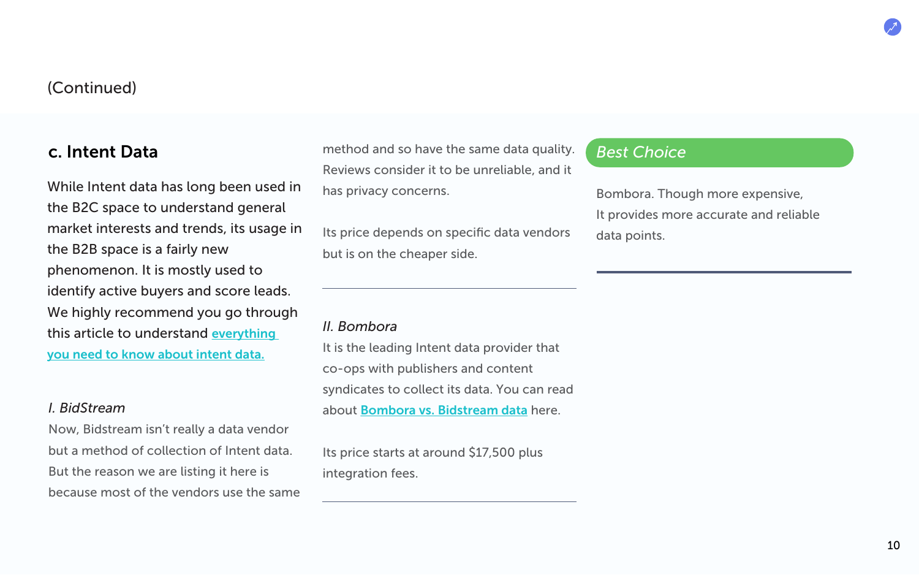(Continued)

## c. Intent Data

While Intent data has long been used in the B2C space to understand general market interests and trends, its usage in the B2B space is a fairly new phenomenon. It is mostly used to identify active buyers and score leads. We highly recommend you go through this article to understand [everything you need to know about intent data.]()

*I. BidStream*

Now, Bidstream isn't really a data vendor but a method of collection of Intent data. But the reason we are listing it here is because most of the vendors use the same method and so have the same data quality. Reviews consider it to be unreliable, and it has privacy concerns.

Its price depends on specific data vendors but is on the cheaper side.

---

*II. Bombora*

It is the leading Intent data provider that co-ops with publishers and content syndicates to collect its data. You can read about [Bombora vs. Bidstream data]() here.

Its price starts at around $17,500 plus integration fees.

---

*Best Choice*

Bombora. Though more expensive, It provides more accurate and reliable data points.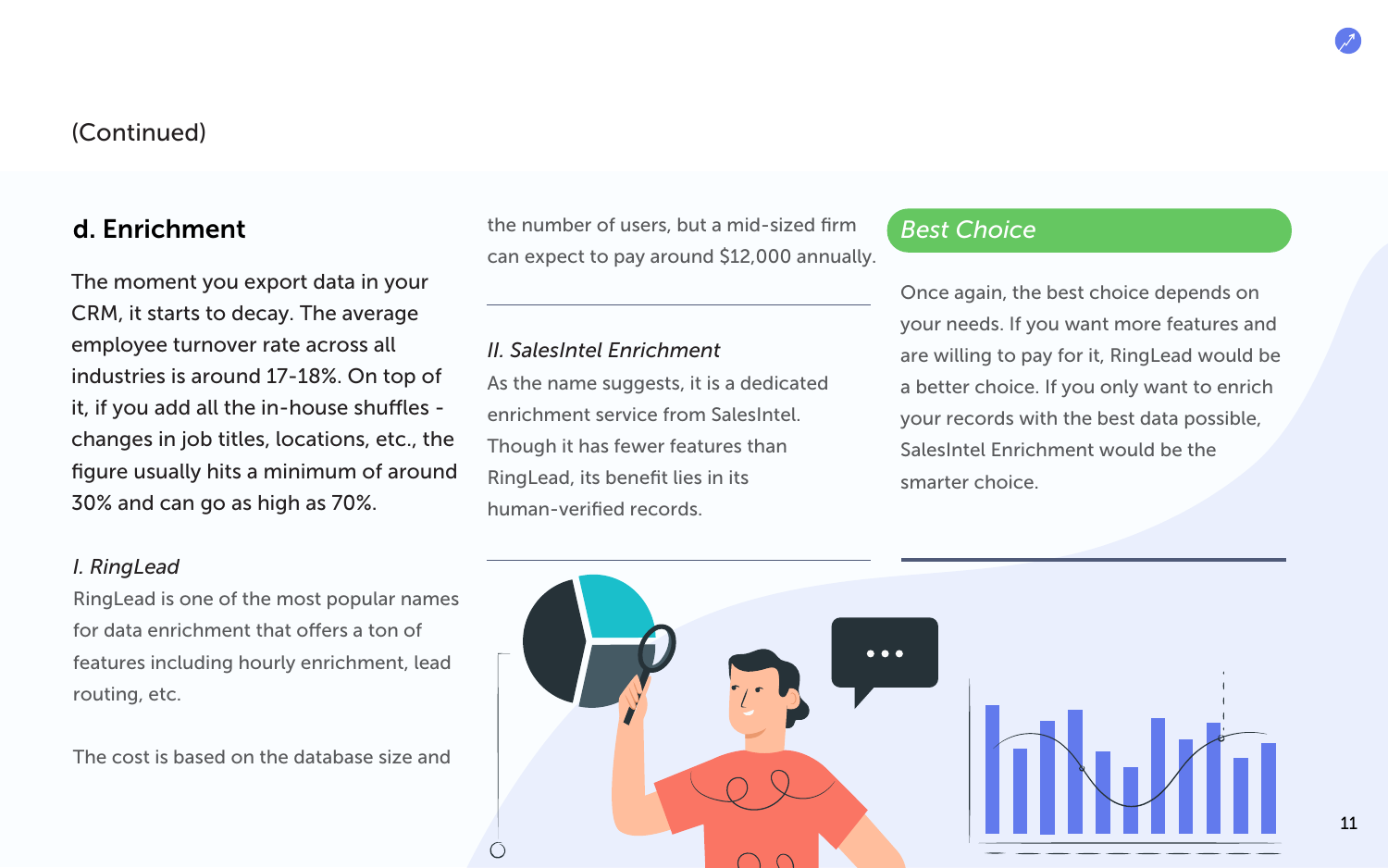(Continued)

## d. Enrichment

The moment you export data in your CRM, it starts to decay. The average employee turnover rate across all industries is around 17-18%. On top of it, if you add all the in-house shuffles - changes in job titles, locations, etc., the figure usually hits a minimum of around 30% and can go as high as 70%.

*I. RingLead*

RingLead is one of the most popular names for data enrichment that offers a ton of features including hourly enrichment, lead routing, etc.

The cost is based on the database size and the number of users, but a mid-sized firm can expect to pay around $12,000 annually.

*II. SalesIntel Enrichment*

As the name suggests, it is a dedicated enrichment service from SalesIntel. Though it has fewer features than RingLead, its benefit lies in its human-verified records.

### Best Choice

Once again, the best choice depends on your needs. If you want more features and are willing to pay for it, RingLead would be a better choice. If you only want to enrich your records with the best data possible, SalesIntel Enrichment would be the smarter choice.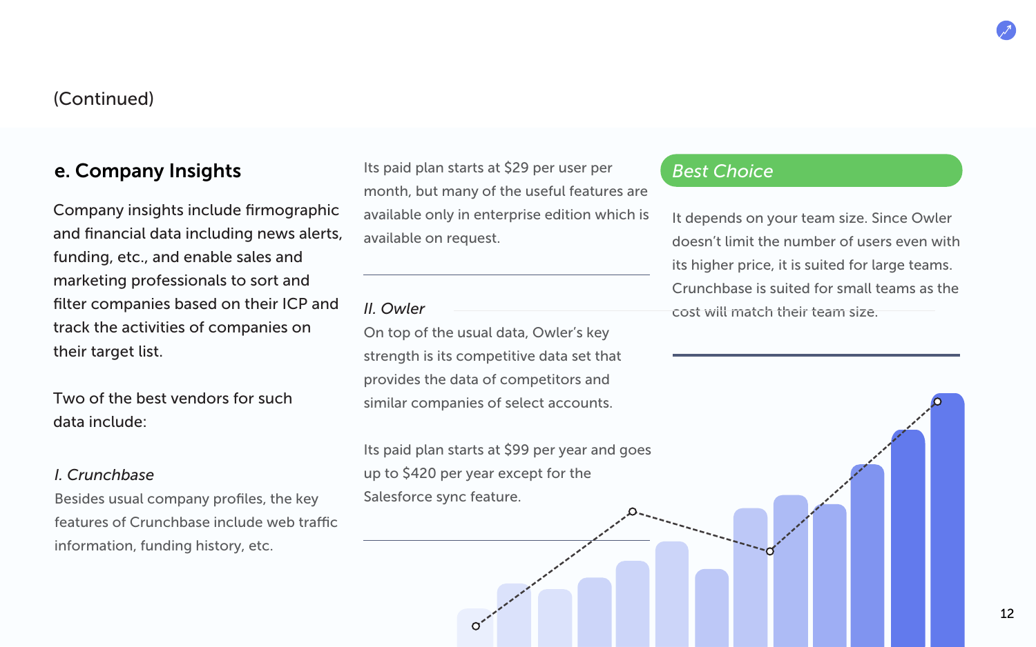(Continued)

## e. Company Insights

Company insights include firmographic and financial data including news alerts, funding, etc., and enable sales and marketing professionals to sort and filter companies based on their ICP and track the activities of companies on their target list.

Two of the best vendors for such data include:

### *I. Crunchbase*

Besides usual company profiles, the key features of Crunchbase include web traffic information, funding history, etc.

Its paid plan starts at $29 per user per month, but many of the useful features are available only in enterprise edition which is available on request.

### *II. Owler*

On top of the usual data, Owler's key strength is its competitive data set that provides the data of competitors and similar companies of select accounts.

Its paid plan starts at $99 per year and goes up to $420 per year except for the Salesforce sync feature.

### *Best Choice*

It depends on your team size. Since Owler doesn't limit the number of users even with its higher price, it is suited for large teams. Crunchbase is suited for small teams as the cost will match their team size.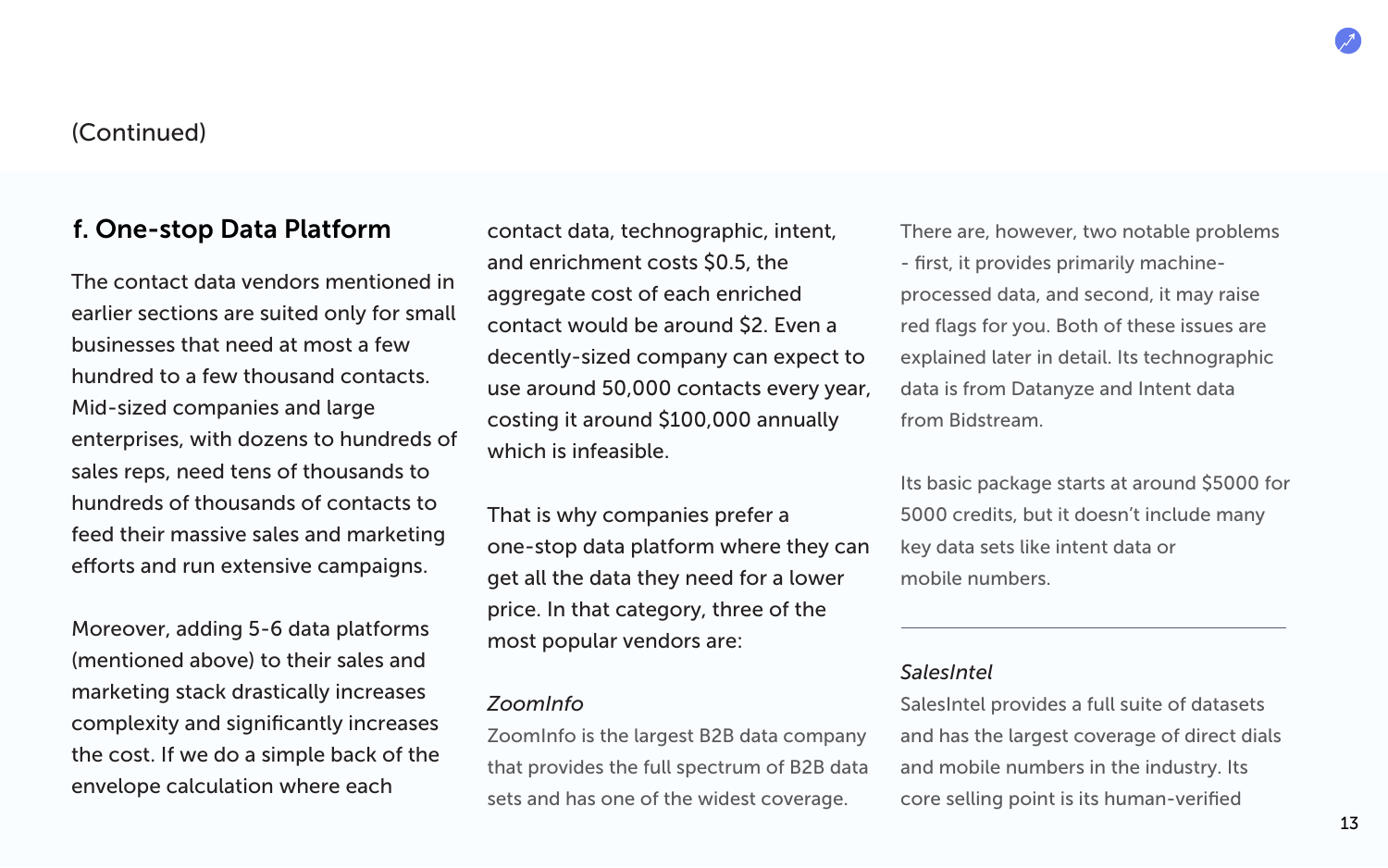(Continued)

## f. One-stop Data Platform

The contact data vendors mentioned in earlier sections are suited only for small businesses that need at most a few hundred to a few thousand contacts. Mid-sized companies and large enterprises, with dozens to hundreds of sales reps, need tens of thousands to hundreds of thousands of contacts to feed their massive sales and marketing efforts and run extensive campaigns.

Moreover, adding 5-6 data platforms (mentioned above) to their sales and marketing stack drastically increases complexity and significantly increases the cost. If we do a simple back of the envelope calculation where each contact data, technographic, intent, and enrichment costs $0.5, the aggregate cost of each enriched contact would be around $2. Even a decently-sized company can expect to use around 50,000 contacts every year, costing it around $100,000 annually which is infeasible.

That is why companies prefer a one-stop data platform where they can get all the data they need for a lower price. In that category, three of the most popular vendors are:

*ZoomInfo*

ZoomInfo is the largest B2B data company that provides the full spectrum of B2B data sets and has one of the widest coverage. There are, however, two notable problems - first, it provides primarily machine-processed data, and second, it may raise red flags for you. Both of these issues are explained later in detail. Its technographic data is from Datanyze and Intent data from Bidstream.

Its basic package starts at around $5000 for 5000 credits, but it doesn't include many key data sets like intent data or mobile numbers.

---

*SalesIntel*

SalesIntel provides a full suite of datasets and has the largest coverage of direct dials and mobile numbers in the industry. Its core selling point is its human-verified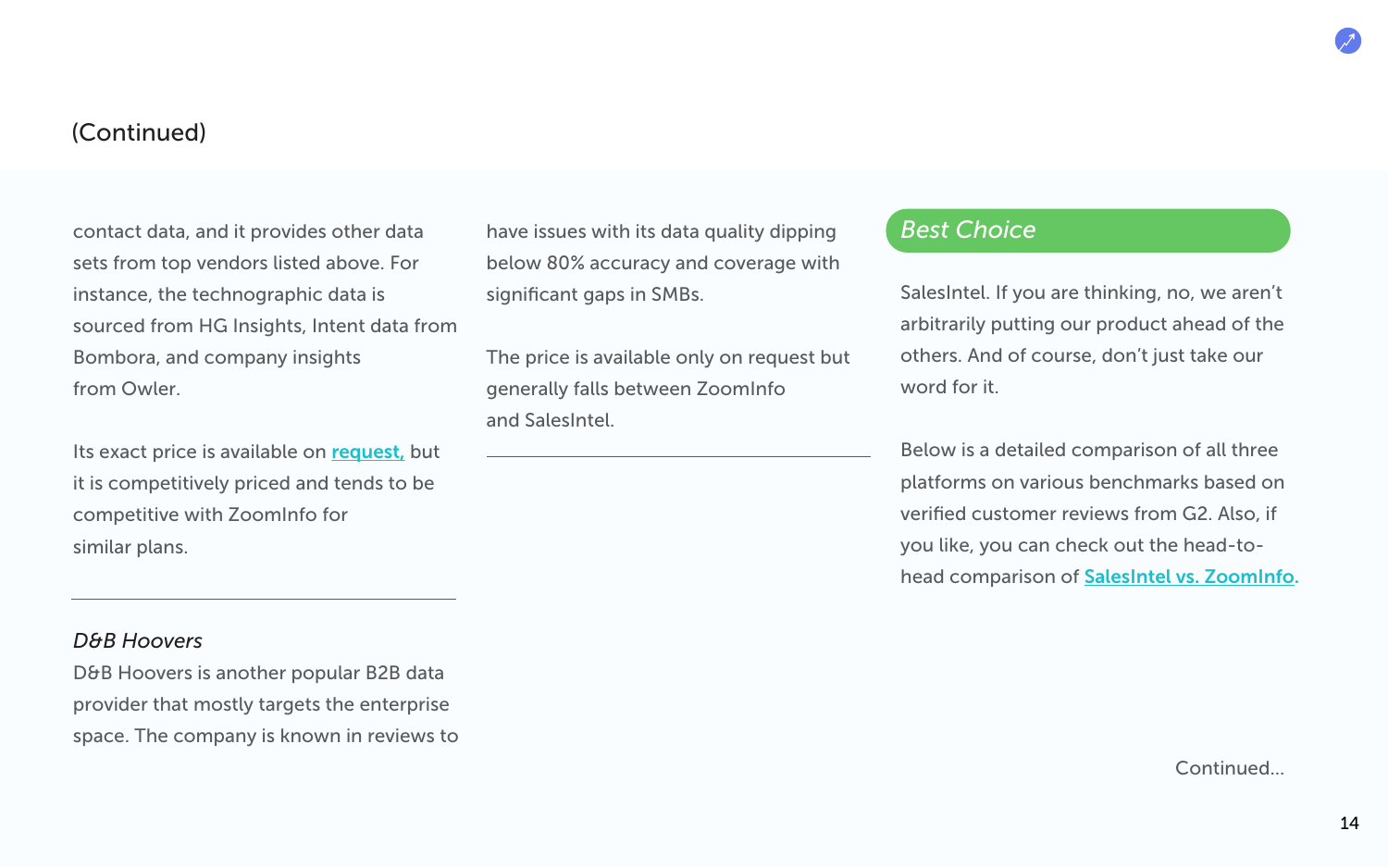(Continued)

contact data, and it provides other data sets from top vendors listed above. For instance, the technographic data is sourced from HG Insights, Intent data from Bombora, and company insights from Owler.

Its exact price is available on request, but it is competitively priced and tends to be competitive with ZoomInfo for similar plans.

---

*D&B Hoovers*

D&B Hoovers is another popular B2B data provider that mostly targets the enterprise space. The company is known in reviews to have issues with its data quality dipping below 80% accuracy and coverage with significant gaps in SMBs.

The price is available only on request but generally falls between ZoomInfo and SalesIntel.

---

*Best Choice*

SalesIntel. If you are thinking, no, we aren't arbitrarily putting our product ahead of the others. And of course, don't just take our word for it.

Below is a detailed comparison of all three platforms on various benchmarks based on verified customer reviews from G2. Also, if you like, you can check out the head-to-head comparison of SalesIntel vs. ZoomInfo.

Continued...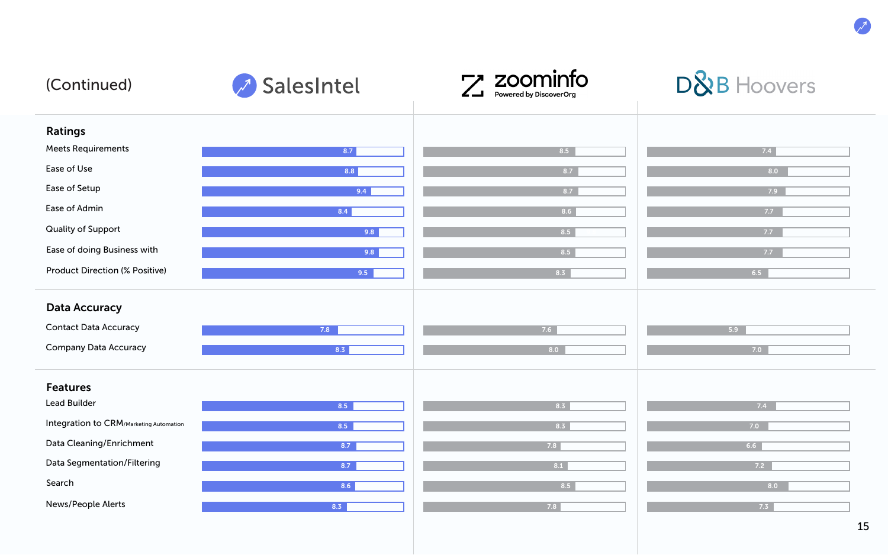(Continued)

| | SalesIntel | zoominfo (Powered by DiscoverOrg) | D&B Hoovers |
|---|---|---|---|
| **Ratings** | | | |
| Meets Requirements | 8.7 | 8.5 | 7.4 |
| Ease of Use | 8.8 | 8.7 | 8.0 |
| Ease of Setup | 9.4 | 8.7 | 7.9 |
| Ease of Admin | 8.4 | 8.6 | 7.7 |
| Quality of Support | 9.8 | 8.5 | 7.7 |
| Ease of doing Business with | 9.8 | 8.5 | 7.7 |
| Product Direction (% Positive) | 9.5 | 8.3 | 6.5 |
| **Data Accuracy** | | | |
| Contact Data Accuracy | 7.8 | 7.6 | 5.9 |
| Company Data Accuracy | 8.3 | 8.0 | 7.0 |
| **Features** | | | |
| Lead Builder | 8.5 | 8.3 | 7.4 |
| Integration to CRM/Marketing Automation | 8.5 | 8.3 | 7.0 |
| Data Cleaning/Enrichment | 8.7 | 7.8 | 6.6 |
| Data Segmentation/Filtering | 8.7 | 8.1 | 7.2 |
| Search | 8.6 | 8.5 | 8.0 |
| News/People Alerts | 8.3 | 7.8 | 7.3 |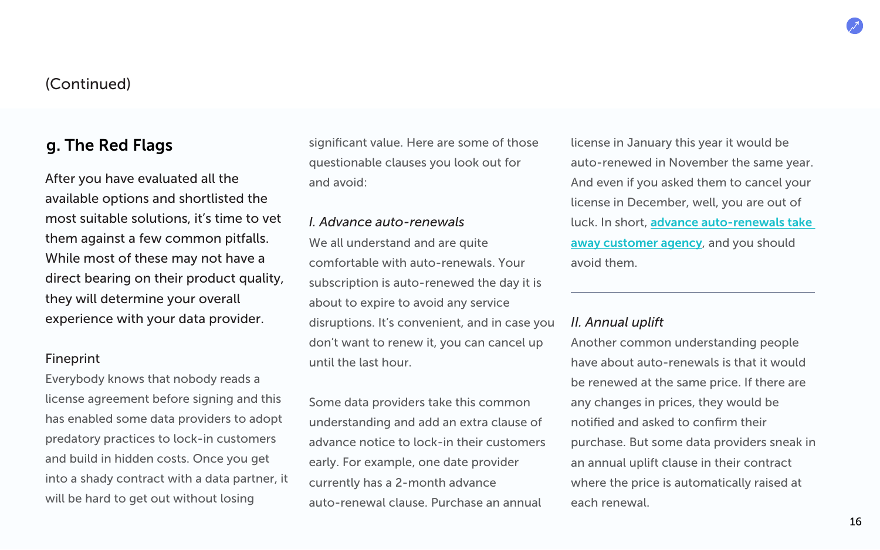(Continued)

## g. The Red Flags

After you have evaluated all the available options and shortlisted the most suitable solutions, it's time to vet them against a few common pitfalls. While most of these may not have a direct bearing on their product quality, they will determine your overall experience with your data provider.

### Fineprint

Everybody knows that nobody reads a license agreement before signing and this has enabled some data providers to adopt predatory practices to lock-in customers and build in hidden costs. Once you get into a shady contract with a data partner, it will be hard to get out without losing significant value. Here are some of those questionable clauses you look out for and avoid:

*I. Advance auto-renewals*

We all understand and are quite comfortable with auto-renewals. Your subscription is auto-renewed the day it is about to expire to avoid any service disruptions. It's convenient, and in case you don't want to renew it, you can cancel up until the last hour.

Some data providers take this common understanding and add an extra clause of advance notice to lock-in their customers early. For example, one date provider currently has a 2-month advance auto-renewal clause. Purchase an annual license in January this year it would be auto-renewed in November the same year. And even if you asked them to cancel your license in December, well, you are out of luck. In short, **advance auto-renewals take away customer agency**, and you should avoid them.

---

*II. Annual uplift*

Another common understanding people have about auto-renewals is that it would be renewed at the same price. If there are any changes in prices, they would be notified and asked to confirm their purchase. But some data providers sneak in an annual uplift clause in their contract where the price is automatically raised at each renewal.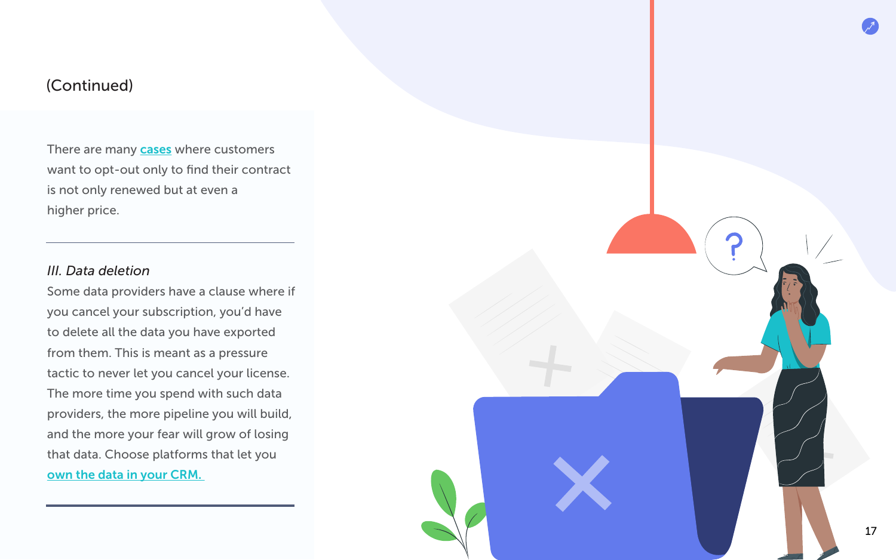(Continued)

There are many [cases](#) where customers want to opt-out only to find their contract is not only renewed but at even a higher price.

---

*III. Data deletion*

Some data providers have a clause where if you cancel your subscription, you'd have to delete all the data you have exported from them. This is meant as a pressure tactic to never let you cancel your license. The more time you spend with such data providers, the more pipeline you will build, and the more your fear will grow of losing that data. Choose platforms that let you [own the data in your CRM.](#)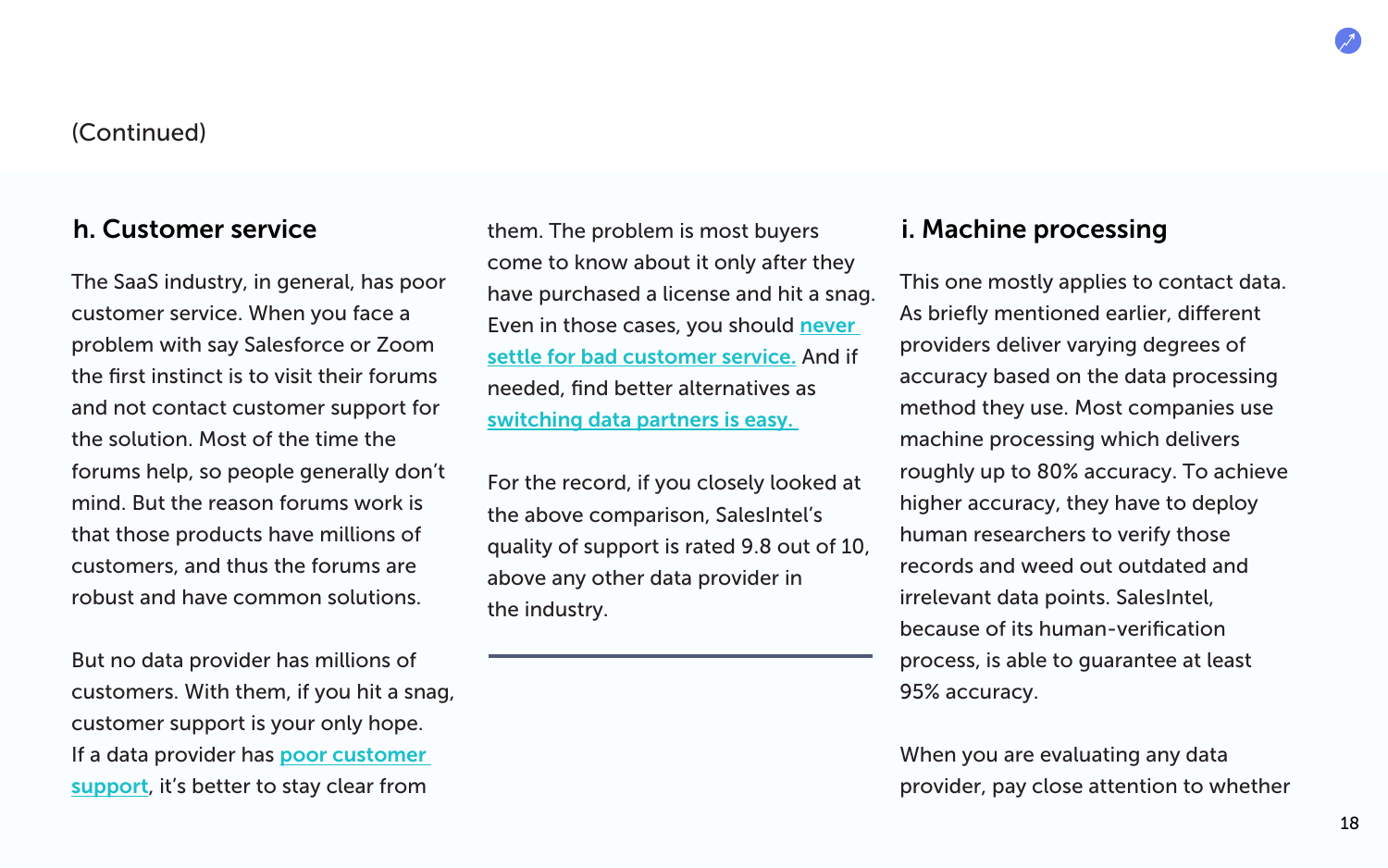(Continued)

## h. Customer service

The SaaS industry, in general, has poor customer service. When you face a problem with say Salesforce or Zoom the first instinct is to visit their forums and not contact customer support for the solution. Most of the time the forums help, so people generally don't mind. But the reason forums work is that those products have millions of customers, and thus the forums are robust and have common solutions.

But no data provider has millions of customers. With them, if you hit a snag, customer support is your only hope. If a data provider has poor customer support, it's better to stay clear from them. The problem is most buyers come to know about it only after they have purchased a license and hit a snag. Even in those cases, you should never settle for bad customer service. And if needed, find better alternatives as switching data partners is easy.

For the record, if you closely looked at the above comparison, SalesIntel's quality of support is rated 9.8 out of 10, above any other data provider in the industry.

---

## i. Machine processing

This one mostly applies to contact data. As briefly mentioned earlier, different providers deliver varying degrees of accuracy based on the data processing method they use. Most companies use machine processing which delivers roughly up to 80% accuracy. To achieve higher accuracy, they have to deploy human researchers to verify those records and weed out outdated and irrelevant data points. SalesIntel, because of its human-verification process, is able to guarantee at least 95% accuracy.

When you are evaluating any data provider, pay close attention to whether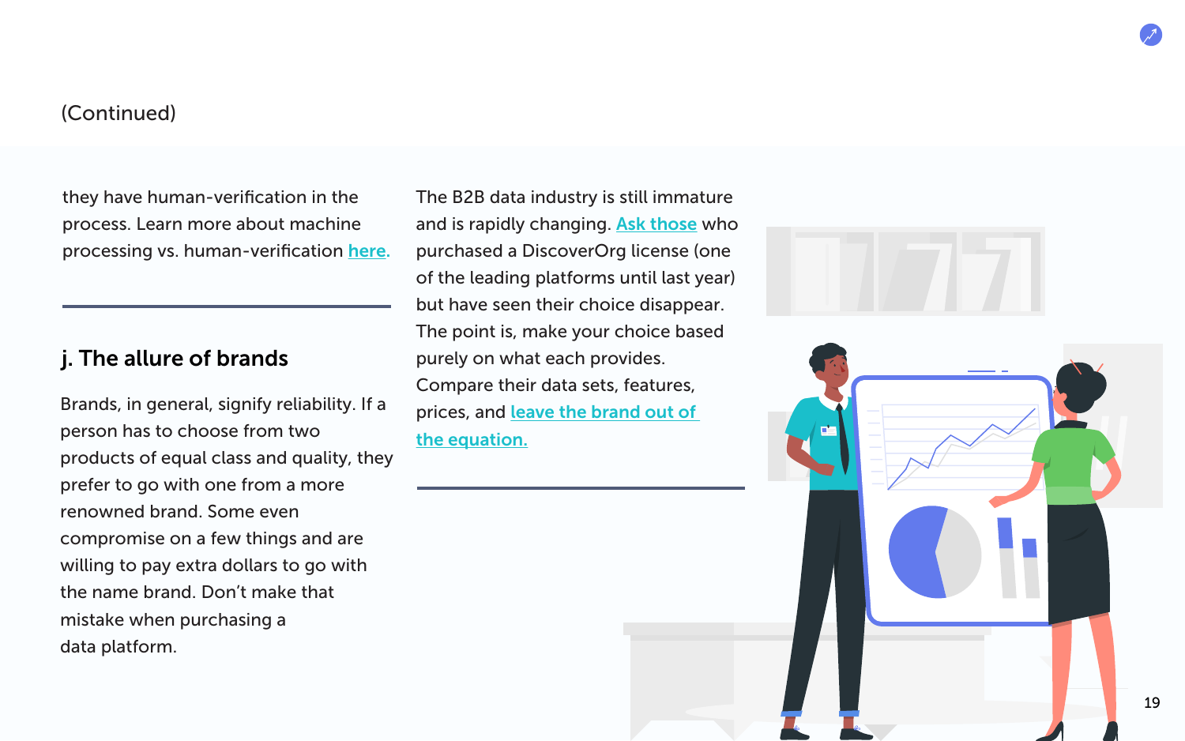(Continued)

they have human-verification in the process. Learn more about machine processing vs. human-verification here.

## j. The allure of brands

Brands, in general, signify reliability. If a person has to choose from two products of equal class and quality, they prefer to go with one from a more renowned brand. Some even compromise on a few things and are willing to pay extra dollars to go with the name brand. Don't make that mistake when purchasing a data platform.

The B2B data industry is still immature and is rapidly changing. Ask those who purchased a DiscoverOrg license (one of the leading platforms until last year) but have seen their choice disappear. The point is, make your choice based purely on what each provides. Compare their data sets, features, prices, and leave the brand out of the equation.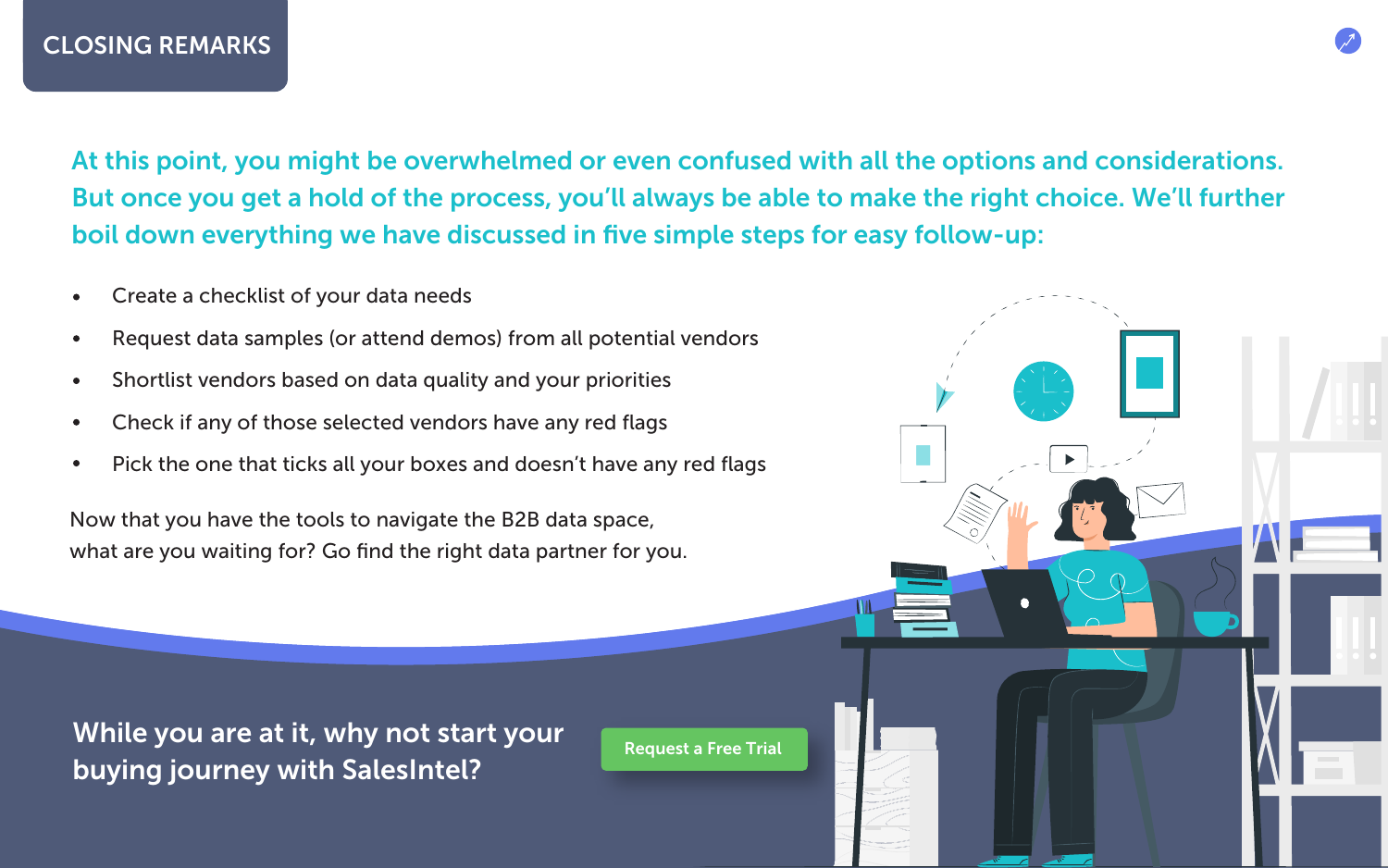# CLOSING REMARKS

**At this point, you might be overwhelmed or even confused with all the options and considerations. But once you get a hold of the process, you'll always be able to make the right choice. We'll further boil down everything we have discussed in five simple steps for easy follow-up:**

- Create a checklist of your data needs
- Request data samples (or attend demos) from all potential vendors
- Shortlist vendors based on data quality and your priorities
- Check if any of those selected vendors have any red flags
- Pick the one that ticks all your boxes and doesn't have any red flags

Now that you have the tools to navigate the B2B data space, what are you waiting for? Go find the right data partner for you.

**While you are at it, why not start your buying journey with SalesIntel?**

Request a Free Trial